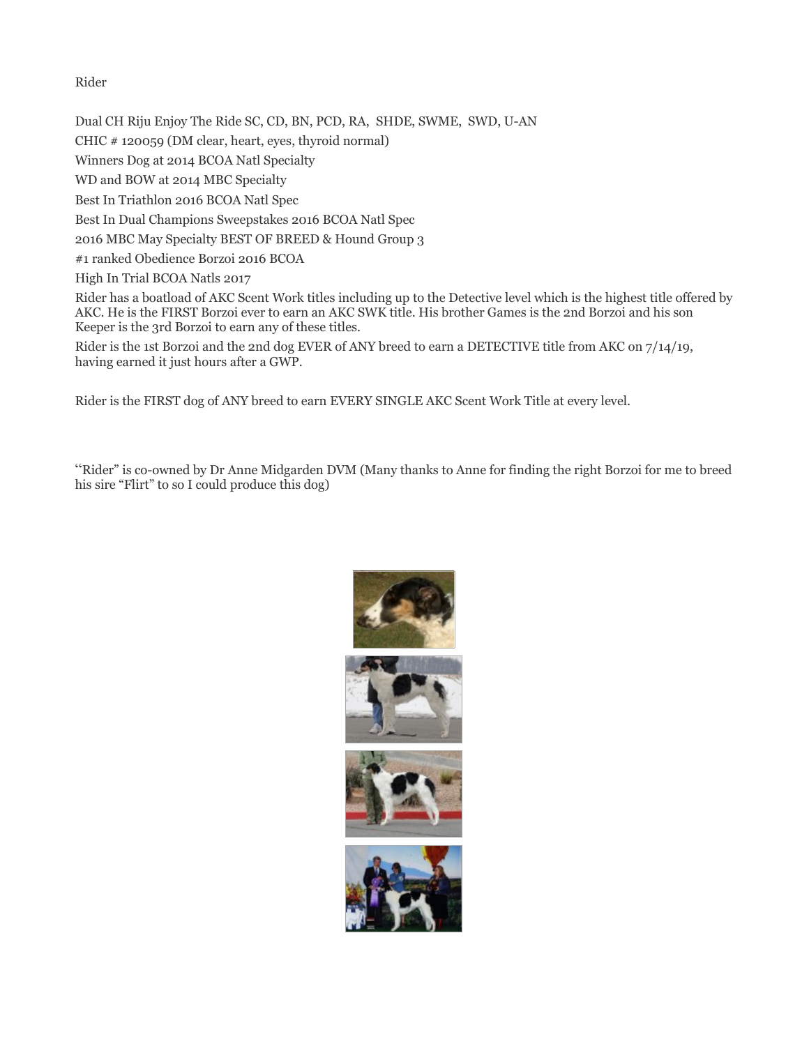Rider

Dual CH Riju Enjoy The Ride SC, CD, BN, PCD, RA, SHDE, SWME, SWD, U-AN

CHIC # 120059 (DM clear, heart, eyes, thyroid normal)

Winners Dog at 2014 BCOA Natl Specialty

WD and BOW at 2014 MBC Specialty

Best In Triathlon 2016 BCOA Natl Spec

Best In Dual Champions Sweepstakes 2016 BCOA Natl Spec

2016 MBC May Specialty BEST OF BREED & Hound Group 3

#1 ranked Obedience Borzoi 2016 BCOA

High In Trial BCOA Natls 2017

Rider has a boatload of AKC Scent Work titles including up to the Detective level which is the highest title offered by AKC. He is the FIRST Borzoi ever to earn an AKC SWK title. His brother Games is the 2nd Borzoi and his son Keeper is the 3rd Borzoi to earn any of these titles.

Rider is the 1st Borzoi and the 2nd dog EVER of ANY breed to earn a DETECTIVE title from AKC on 7/14/19, having earned it just hours after a GWP.

Rider is the FIRST dog of ANY breed to earn EVERY SINGLE AKC Scent Work Title at every level.

"Rider" is co-owned by Dr Anne Midgarden DVM (Many thanks to Anne for finding the right Borzoi for me to breed his sire "Flirt" to so I could produce this dog)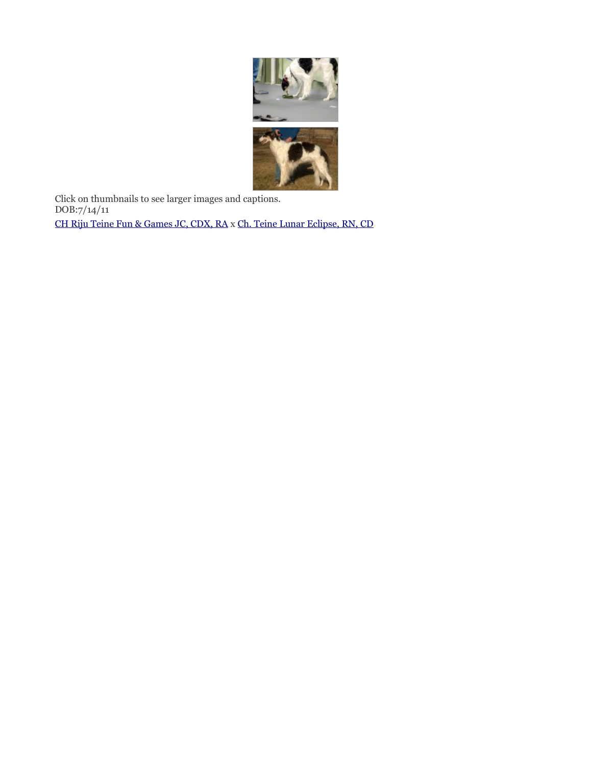Click on thumbnails to see larger images and captions.
DOB:7/14/11

CH Riju Teine Fun & Games JC, CDX, RA x Ch. Teine Lunar Eclipse, RN, CD